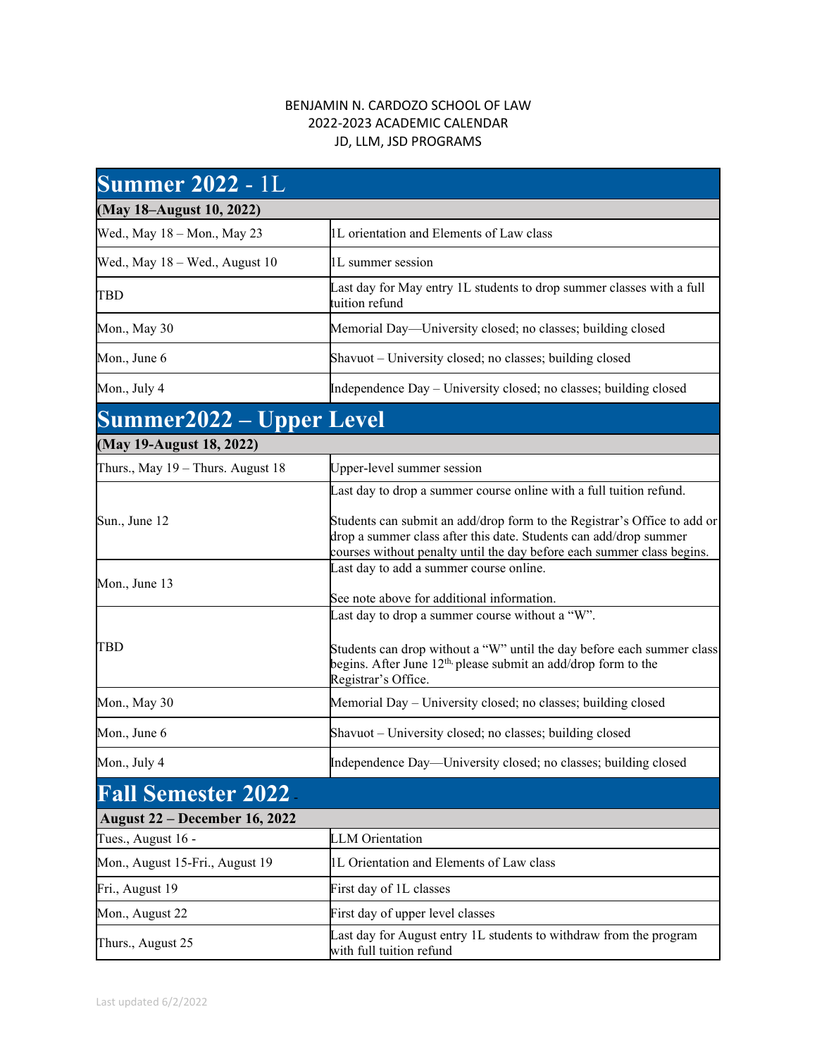BENJAMIN N. CARDOZO SCHOOL OF LAW
2022-2023 ACADEMIC CALENDAR
JD, LLM, JSD PROGRAMS

## Summer 2022 - 1L

| (May 18–August 10, 2022) | |
|---|---|
| Wed., May 18 – Mon., May 23 | 1L orientation and Elements of Law class |
| Wed., May 18 – Wed., August 10 | 1L summer session |
| TBD | Last day for May entry 1L students to drop summer classes with a full tuition refund |
| Mon., May 30 | Memorial Day—University closed; no classes; building closed |
| Mon., June 6 | Shavuot – University closed; no classes; building closed |
| Mon., July 4 | Independence Day – University closed; no classes; building closed |

## Summer2022 – Upper Level

| (May 19-August 18, 2022) | |
|---|---|
| Thurs., May 19 – Thurs. August 18 | Upper-level summer session |
| Sun., June 12 | Last day to drop a summer course online with a full tuition refund.<br><br>Students can submit an add/drop form to the Registrar's Office to add or drop a summer class after this date. Students can add/drop summer courses without penalty until the day before each summer class begins. |
| Mon., June 13 | Last day to add a summer course online.<br><br>See note above for additional information. |
| TBD | Last day to drop a summer course without a "W".<br><br>Students can drop without a "W" until the day before each summer class begins. After June 12th, please submit an add/drop form to the Registrar's Office. |
| Mon., May 30 | Memorial Day – University closed; no classes; building closed |
| Mon., June 6 | Shavuot – University closed; no classes; building closed |
| Mon., July 4 | Independence Day—University closed; no classes; building closed |

## Fall Semester 2022

| August 22 – December 16, 2022 | |
|---|---|
| Tues., August 16 - | LLM Orientation |
| Mon., August 15-Fri., August 19 | 1L Orientation and Elements of Law class |
| Fri., August 19 | First day of 1L classes |
| Mon., August 22 | First day of upper level classes |
| Thurs., August 25 | Last day for August entry 1L students to withdraw from the program with full tuition refund |

Last updated 6/2/2022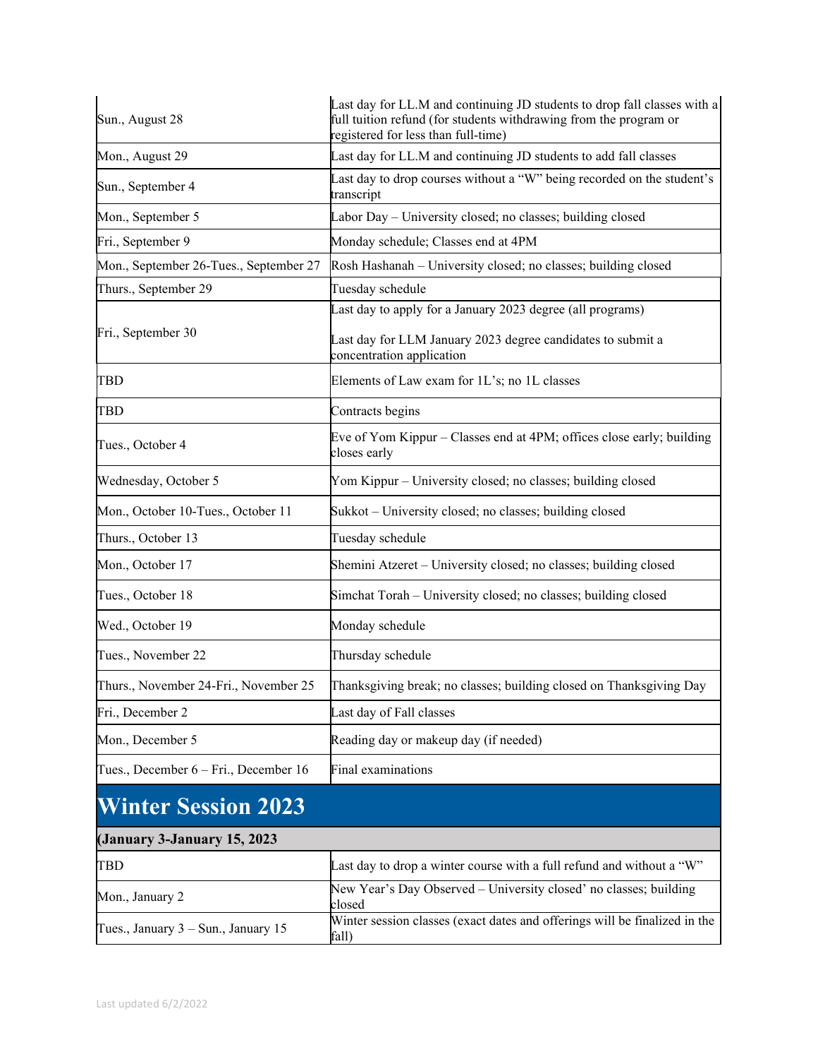| | |
|---|---|
| Sun., August 28 | Last day for LL.M and continuing JD students to drop fall classes with a full tuition refund (for students withdrawing from the program or registered for less than full-time) |
| Mon., August 29 | Last day for LL.M and continuing JD students to add fall classes |
| Sun., September 4 | Last day to drop courses without a "W" being recorded on the student's transcript |
| Mon., September 5 | Labor Day – University closed; no classes; building closed |
| Fri., September 9 | Monday schedule; Classes end at 4PM |
| Mon., September 26-Tues., September 27 | Rosh Hashanah – University closed; no classes; building closed |
| Thurs., September 29 | Tuesday schedule |
| Fri., September 30 | Last day to apply for a January 2023 degree (all programs)<br><br>Last day for LLM January 2023 degree candidates to submit a concentration application |
| TBD | Elements of Law exam for 1L's; no 1L classes |
| TBD | Contracts begins |
| Tues., October 4 | Eve of Yom Kippur – Classes end at 4PM; offices close early; building closes early |
| Wednesday, October 5 | Yom Kippur – University closed; no classes; building closed |
| Mon., October 10-Tues., October 11 | Sukkot – University closed; no classes; building closed |
| Thurs., October 13 | Tuesday schedule |
| Mon., October 17 | Shemini Atzeret – University closed; no classes; building closed |
| Tues., October 18 | Simchat Torah – University closed; no classes; building closed |
| Wed., October 19 | Monday schedule |
| Tues., November 22 | Thursday schedule |
| Thurs., November 24-Fri., November 25 | Thanksgiving break; no classes; building closed on Thanksgiving Day |
| Fri., December 2 | Last day of Fall classes |
| Mon., December 5 | Reading day or makeup day (if needed) |
| Tues., December 6 – Fri., December 16 | Final examinations |

## Winter Session 2023

**(January 3-January 15, 2023**

| | |
|---|---|
| TBD | Last day to drop a winter course with a full refund and without a "W" |
| Mon., January 2 | New Year's Day Observed – University closed' no classes; building closed |
| Tues., January 3 – Sun., January 15 | Winter session classes (exact dates and offerings will be finalized in the fall) |

Last updated 6/2/2022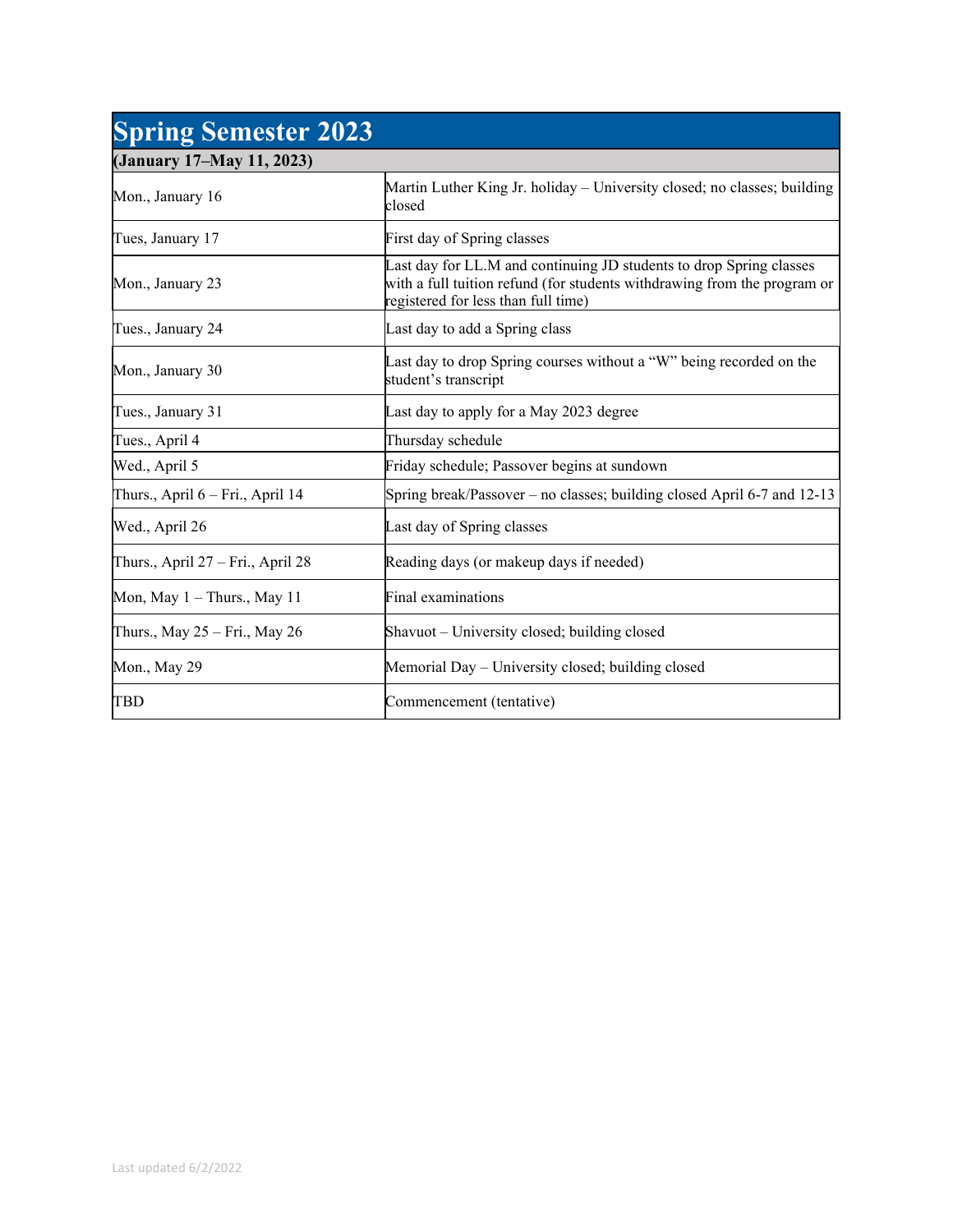## Spring Semester 2023

**(January 17–May 11, 2023)**

| | |
|---|---|
| Mon., January 16 | Martin Luther King Jr. holiday – University closed; no classes; building closed |
| Tues, January 17 | First day of Spring classes |
| Mon., January 23 | Last day for LL.M and continuing JD students to drop Spring classes with a full tuition refund (for students withdrawing from the program or registered for less than full time) |
| Tues., January 24 | Last day to add a Spring class |
| Mon., January 30 | Last day to drop Spring courses without a "W" being recorded on the student's transcript |
| Tues., January 31 | Last day to apply for a May 2023 degree |
| Tues., April 4 | Thursday schedule |
| Wed., April 5 | Friday schedule; Passover begins at sundown |
| Thurs., April 6 – Fri., April 14 | Spring break/Passover – no classes; building closed April 6-7 and 12-13 |
| Wed., April 26 | Last day of Spring classes |
| Thurs., April 27 – Fri., April 28 | Reading days (or makeup days if needed) |
| Mon, May 1 – Thurs., May 11 | Final examinations |
| Thurs., May 25 – Fri., May 26 | Shavuot – University closed; building closed |
| Mon., May 29 | Memorial Day – University closed; building closed |
| TBD | Commencement (tentative) |

Last updated 6/2/2022